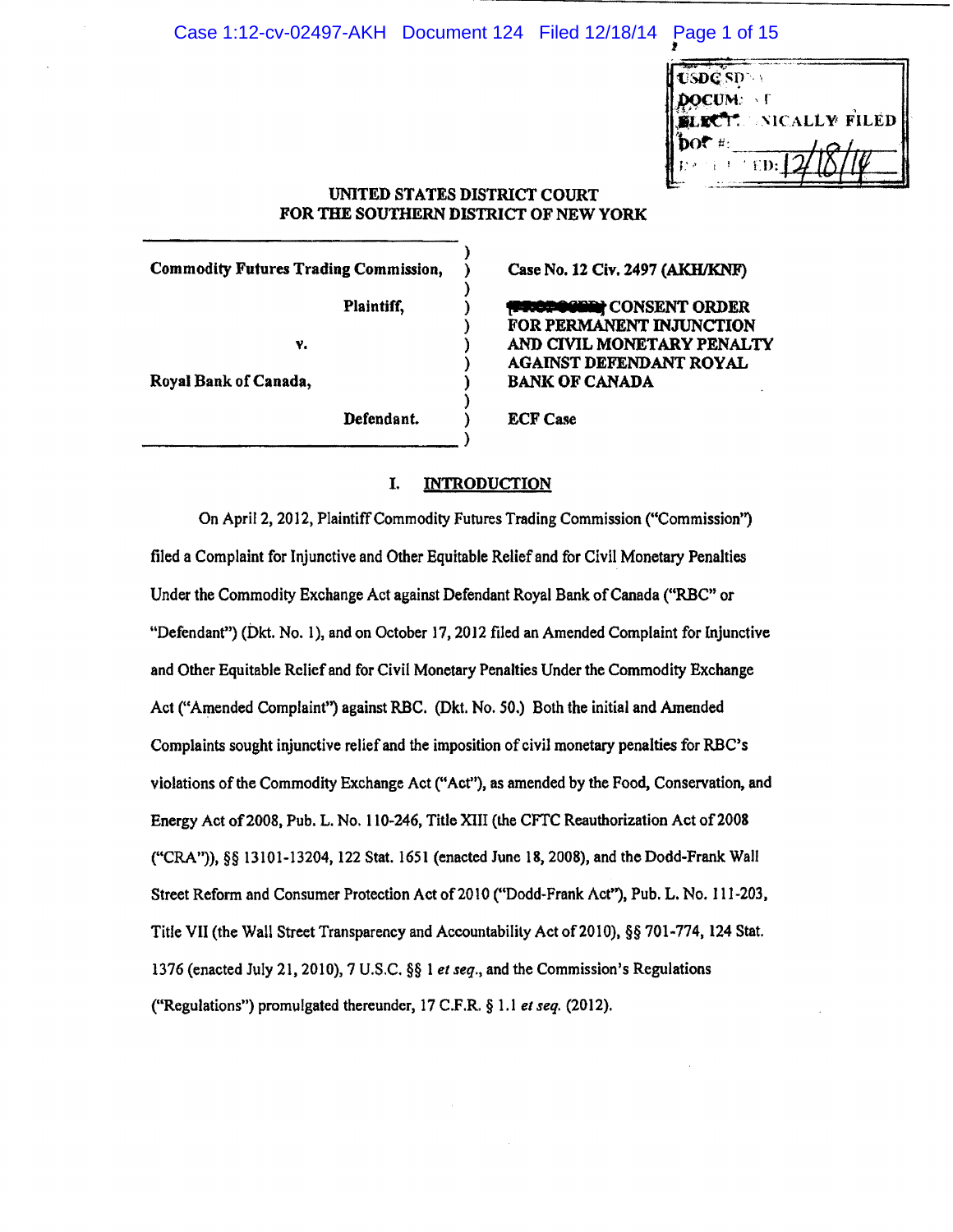UNITED STATES DISTRICT COURT
FOR THE SOUTHERN DISTRICT OF NEW YORK

| | |
|---|---|
| **Commodity Futures Trading Commission,** <br><br> **Plaintiff,** <br><br> **v.** <br><br> **Royal Bank of Canada,** <br><br> **Defendant.** | **Case No. 12 Civ. 2497 (AKH/KNF)** <br><br> **~~[PROPOSED]~~ CONSENT ORDER FOR PERMANENT INJUNCTION AND CIVIL MONETARY PENALTY AGAINST DEFENDANT ROYAL BANK OF CANADA** <br><br> **ECF Case** |

## I. INTRODUCTION

On April 2, 2012, Plaintiff Commodity Futures Trading Commission ("Commission") filed a Complaint for Injunctive and Other Equitable Relief and for Civil Monetary Penalties Under the Commodity Exchange Act against Defendant Royal Bank of Canada ("RBC" or "Defendant") (Dkt. No. 1), and on October 17, 2012 filed an Amended Complaint for Injunctive and Other Equitable Relief and for Civil Monetary Penalties Under the Commodity Exchange Act ("Amended Complaint") against RBC. (Dkt. No. 50.) Both the initial and Amended Complaints sought injunctive relief and the imposition of civil monetary penalties for RBC's violations of the Commodity Exchange Act ("Act"), as amended by the Food, Conservation, and Energy Act of 2008, Pub. L. No. 110-246, Title XIII (the CFTC Reauthorization Act of 2008 ("CRA")), §§ 13101-13204, 122 Stat. 1651 (enacted June 18, 2008), and the Dodd-Frank Wall Street Reform and Consumer Protection Act of 2010 ("Dodd-Frank Act"), Pub. L. No. 111-203, Title VII (the Wall Street Transparency and Accountability Act of 2010), §§ 701-774, 124 Stat. 1376 (enacted July 21, 2010), 7 U.S.C. §§ 1 *et seq.*, and the Commission's Regulations ("Regulations") promulgated thereunder, 17 C.F.R. § 1.1 *et seq.* (2012).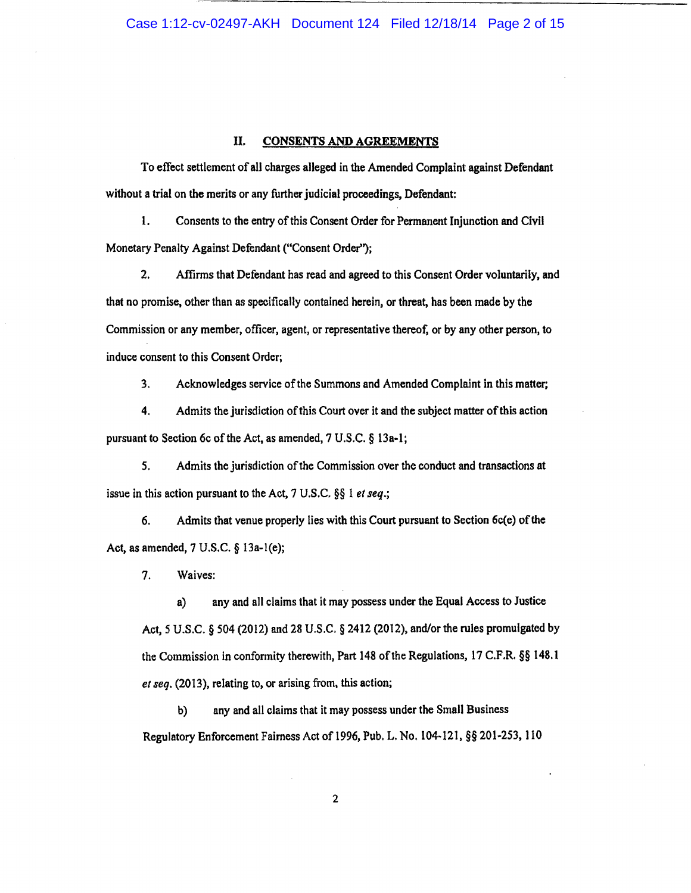## II. CONSENTS AND AGREEMENTS

To effect settlement of all charges alleged in the Amended Complaint against Defendant without a trial on the merits or any further judicial proceedings, Defendant:

1. Consents to the entry of this Consent Order for Permanent Injunction and Civil Monetary Penalty Against Defendant ("Consent Order");

2. Affirms that Defendant has read and agreed to this Consent Order voluntarily, and that no promise, other than as specifically contained herein, or threat, has been made by the Commission or any member, officer, agent, or representative thereof, or by any other person, to induce consent to this Consent Order;

3. Acknowledges service of the Summons and Amended Complaint in this matter;

4. Admits the jurisdiction of this Court over it and the subject matter of this action pursuant to Section 6c of the Act, as amended, 7 U.S.C. § 13a-1;

5. Admits the jurisdiction of the Commission over the conduct and transactions at issue in this action pursuant to the Act, 7 U.S.C. §§ 1 *et seq.*;

6. Admits that venue properly lies with this Court pursuant to Section 6c(e) of the Act, as amended, 7 U.S.C. § 13a-1(e);

7. Waives:

   a) any and all claims that it may possess under the Equal Access to Justice Act, 5 U.S.C. § 504 (2012) and 28 U.S.C. § 2412 (2012), and/or the rules promulgated by the Commission in conformity therewith, Part 148 of the Regulations, 17 C.F.R. §§ 148.1 *et seq.* (2013), relating to, or arising from, this action;

   b) any and all claims that it may possess under the Small Business Regulatory Enforcement Fairness Act of 1996, Pub. L. No. 104-121, §§ 201-253, 110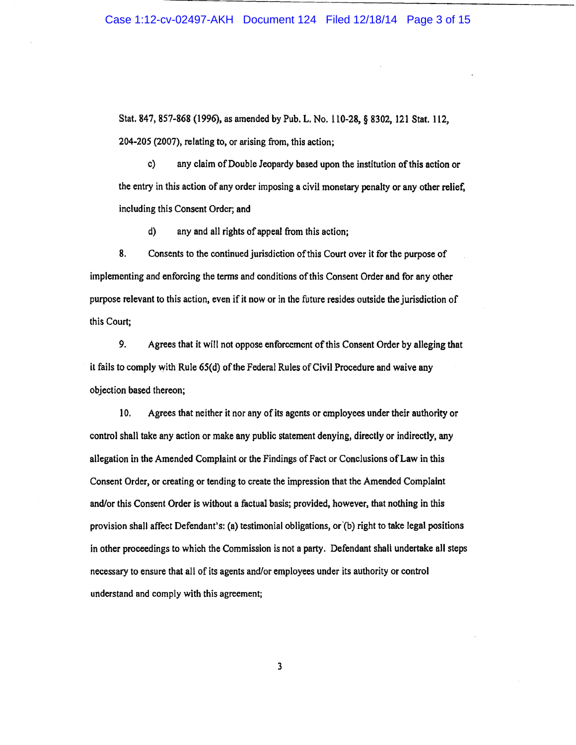Stat. 847, 857-868 (1996), as amended by Pub. L. No. 110-28, § 8302, 121 Stat. 112, 204-205 (2007), relating to, or arising from, this action;

c) any claim of Double Jeopardy based upon the institution of this action or the entry in this action of any order imposing a civil monetary penalty or any other relief, including this Consent Order; and

d) any and all rights of appeal from this action;

8. Consents to the continued jurisdiction of this Court over it for the purpose of implementing and enforcing the terms and conditions of this Consent Order and for any other purpose relevant to this action, even if it now or in the future resides outside the jurisdiction of this Court;

9. Agrees that it will not oppose enforcement of this Consent Order by alleging that it fails to comply with Rule 65(d) of the Federal Rules of Civil Procedure and waive any objection based thereon;

10. Agrees that neither it nor any of its agents or employees under their authority or control shall take any action or make any public statement denying, directly or indirectly, any allegation in the Amended Complaint or the Findings of Fact or Conclusions of Law in this Consent Order, or creating or tending to create the impression that the Amended Complaint and/or this Consent Order is without a factual basis; provided, however, that nothing in this provision shall affect Defendant's: (a) testimonial obligations, or (b) right to take legal positions in other proceedings to which the Commission is not a party. Defendant shall undertake all steps necessary to ensure that all of its agents and/or employees under its authority or control understand and comply with this agreement;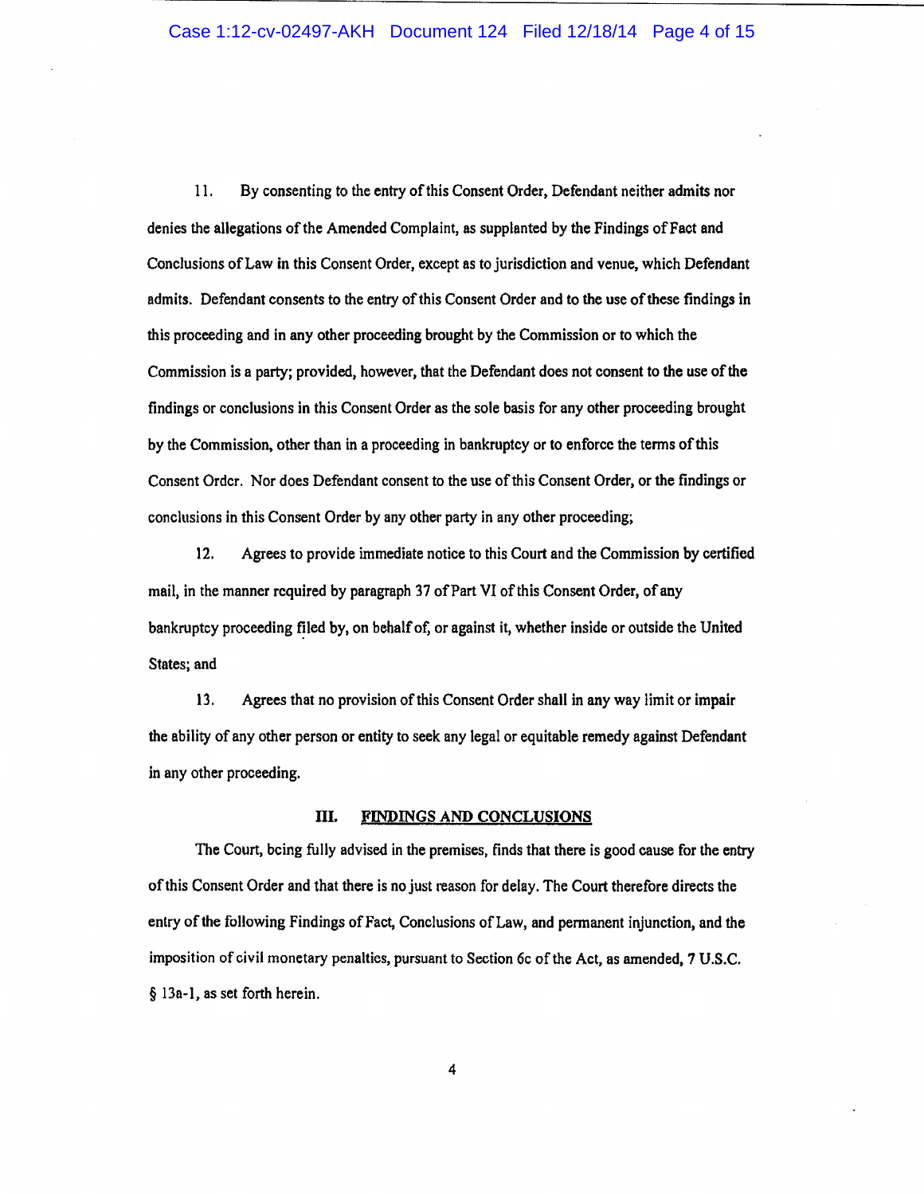11. By consenting to the entry of this Consent Order, Defendant neither admits nor denies the allegations of the Amended Complaint, as supplanted by the Findings of Fact and Conclusions of Law in this Consent Order, except as to jurisdiction and venue, which Defendant admits. Defendant consents to the entry of this Consent Order and to the use of these findings in this proceeding and in any other proceeding brought by the Commission or to which the Commission is a party; provided, however, that the Defendant does not consent to the use of the findings or conclusions in this Consent Order as the sole basis for any other proceeding brought by the Commission, other than in a proceeding in bankruptcy or to enforce the terms of this Consent Order. Nor does Defendant consent to the use of this Consent Order, or the findings or conclusions in this Consent Order by any other party in any other proceeding;

12. Agrees to provide immediate notice to this Court and the Commission by certified mail, in the manner required by paragraph 37 of Part VI of this Consent Order, of any bankruptcy proceeding filed by, on behalf of, or against it, whether inside or outside the United States; and

13. Agrees that no provision of this Consent Order shall in any way limit or impair the ability of any other person or entity to seek any legal or equitable remedy against Defendant in any other proceeding.

## III. FINDINGS AND CONCLUSIONS

The Court, being fully advised in the premises, finds that there is good cause for the entry of this Consent Order and that there is no just reason for delay. The Court therefore directs the entry of the following Findings of Fact, Conclusions of Law, and permanent injunction, and the imposition of civil monetary penalties, pursuant to Section 6c of the Act, as amended, 7 U.S.C. § 13a-1, as set forth herein.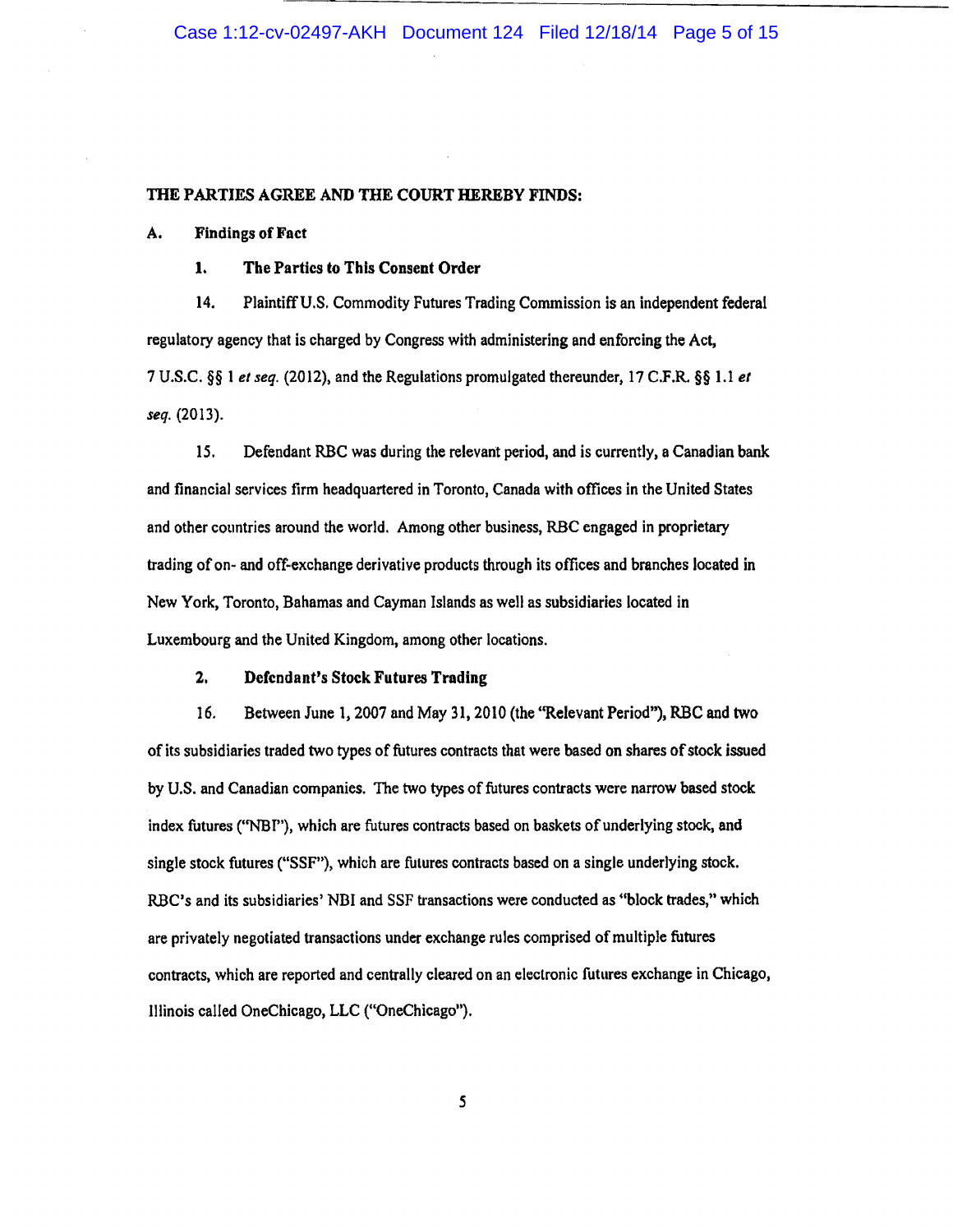**THE PARTIES AGREE AND THE COURT HEREBY FINDS:**

**A. Findings of Fact**

**1. The Parties to This Consent Order**

14. Plaintiff U.S. Commodity Futures Trading Commission is an independent federal regulatory agency that is charged by Congress with administering and enforcing the Act, 7 U.S.C. §§ 1 *et seq.* (2012), and the Regulations promulgated thereunder, 17 C.F.R. §§ 1.1 *et seq.* (2013).

15. Defendant RBC was during the relevant period, and is currently, a Canadian bank and financial services firm headquartered in Toronto, Canada with offices in the United States and other countries around the world. Among other business, RBC engaged in proprietary trading of on- and off-exchange derivative products through its offices and branches located in New York, Toronto, Bahamas and Cayman Islands as well as subsidiaries located in Luxembourg and the United Kingdom, among other locations.

**2. Defendant's Stock Futures Trading**

16. Between June 1, 2007 and May 31, 2010 (the "Relevant Period"), RBC and two of its subsidiaries traded two types of futures contracts that were based on shares of stock issued by U.S. and Canadian companies. The two types of futures contracts were narrow based stock index futures ("NBI"), which are futures contracts based on baskets of underlying stock, and single stock futures ("SSF"), which are futures contracts based on a single underlying stock. RBC's and its subsidiaries' NBI and SSF transactions were conducted as "block trades," which are privately negotiated transactions under exchange rules comprised of multiple futures contracts, which are reported and centrally cleared on an electronic futures exchange in Chicago, Illinois called OneChicago, LLC ("OneChicago").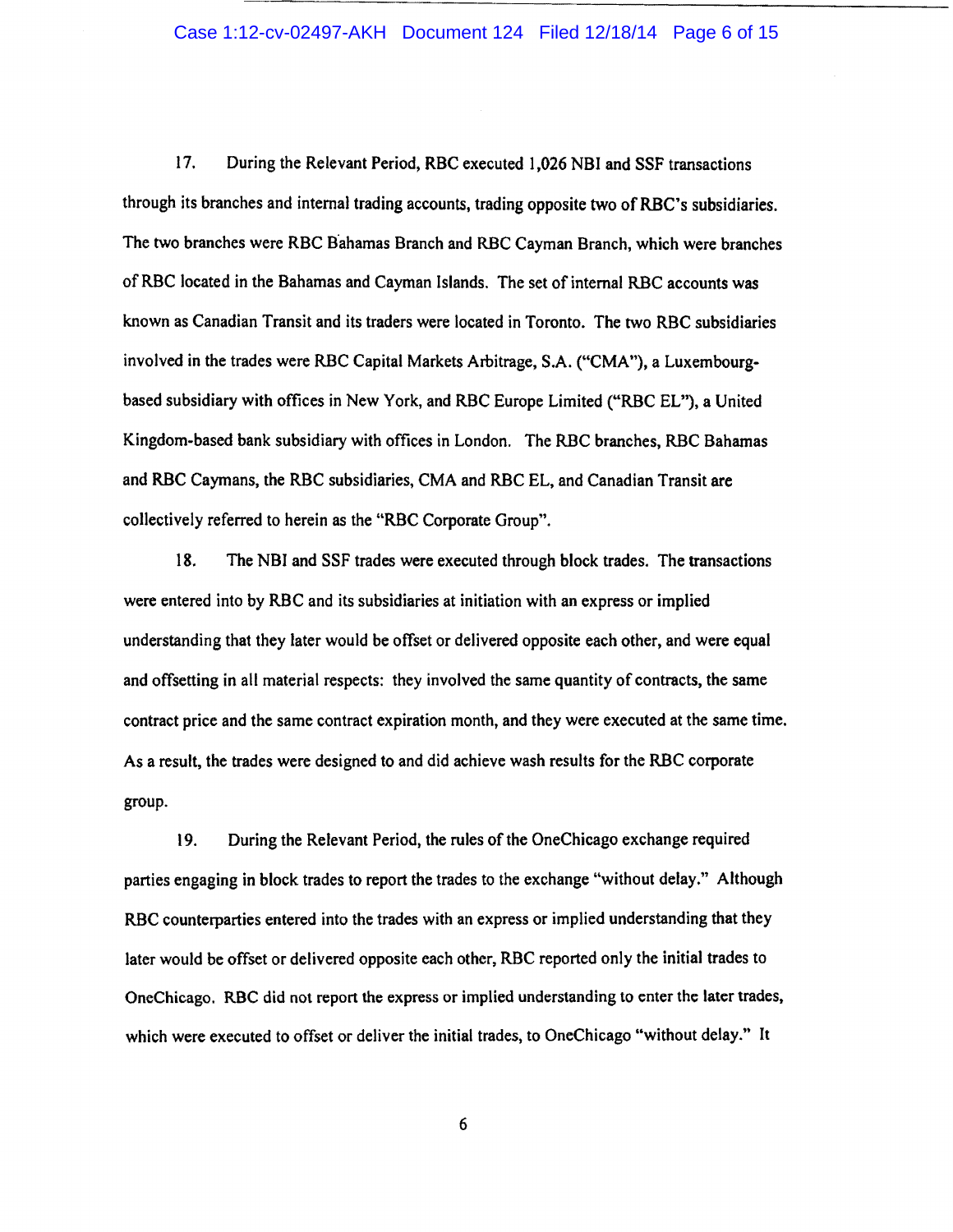17. During the Relevant Period, RBC executed 1,026 NBI and SSF transactions through its branches and internal trading accounts, trading opposite two of RBC's subsidiaries. The two branches were RBC Bahamas Branch and RBC Cayman Branch, which were branches of RBC located in the Bahamas and Cayman Islands. The set of internal RBC accounts was known as Canadian Transit and its traders were located in Toronto. The two RBC subsidiaries involved in the trades were RBC Capital Markets Arbitrage, S.A. ("CMA"), a Luxembourg-based subsidiary with offices in New York, and RBC Europe Limited ("RBC EL"), a United Kingdom-based bank subsidiary with offices in London. The RBC branches, RBC Bahamas and RBC Caymans, the RBC subsidiaries, CMA and RBC EL, and Canadian Transit are collectively referred to herein as the "RBC Corporate Group".

18. The NBI and SSF trades were executed through block trades. The transactions were entered into by RBC and its subsidiaries at initiation with an express or implied understanding that they later would be offset or delivered opposite each other, and were equal and offsetting in all material respects: they involved the same quantity of contracts, the same contract price and the same contract expiration month, and they were executed at the same time. As a result, the trades were designed to and did achieve wash results for the RBC corporate group.

19. During the Relevant Period, the rules of the OneChicago exchange required parties engaging in block trades to report the trades to the exchange "without delay." Although RBC counterparties entered into the trades with an express or implied understanding that they later would be offset or delivered opposite each other, RBC reported only the initial trades to OneChicago. RBC did not report the express or implied understanding to enter the later trades, which were executed to offset or deliver the initial trades, to OneChicago "without delay." It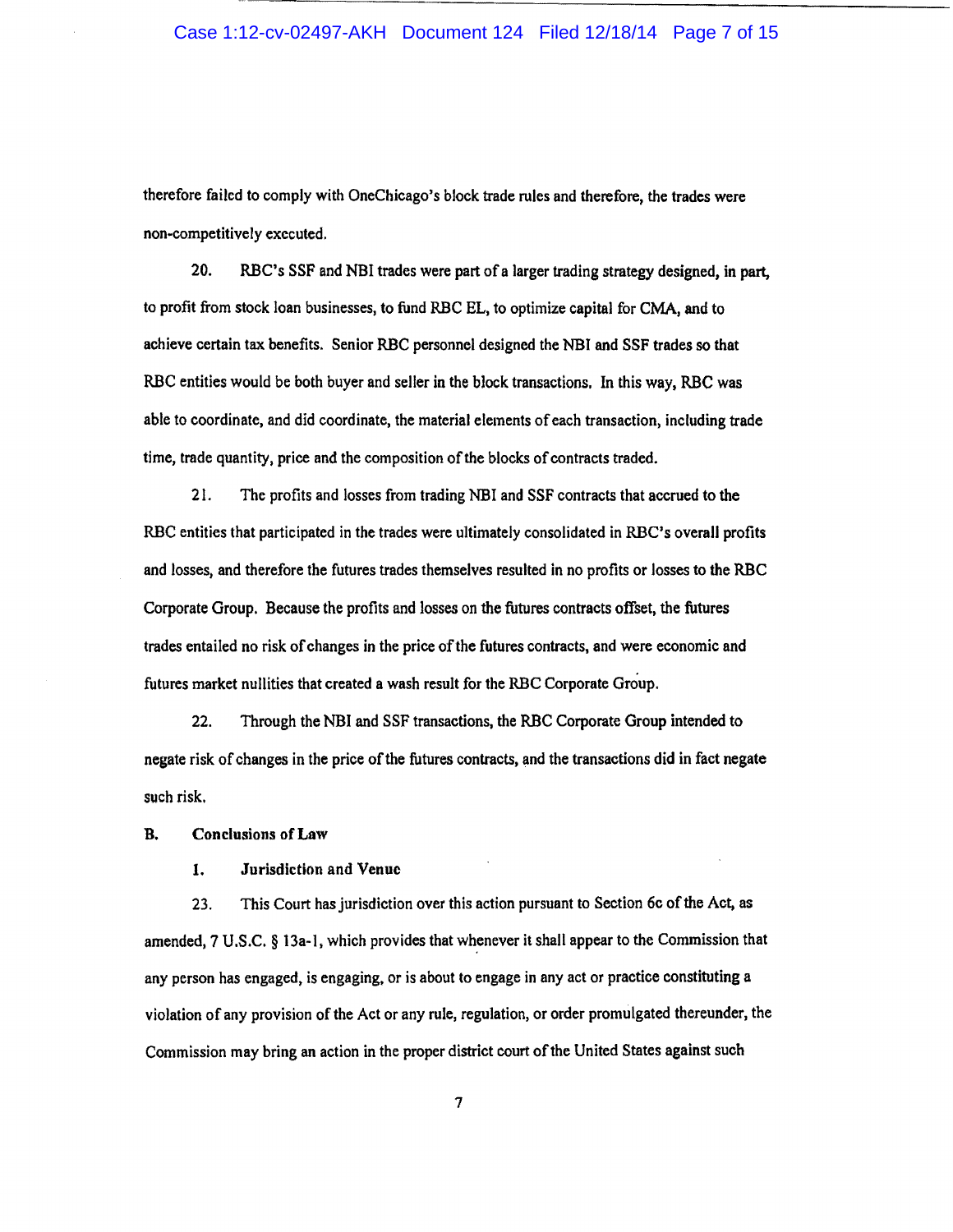therefore failed to comply with OneChicago's block trade rules and therefore, the trades were non-competitively executed.

20. RBC's SSF and NBI trades were part of a larger trading strategy designed, in part, to profit from stock loan businesses, to fund RBC EL, to optimize capital for CMA, and to achieve certain tax benefits. Senior RBC personnel designed the NBI and SSF trades so that RBC entities would be both buyer and seller in the block transactions. In this way, RBC was able to coordinate, and did coordinate, the material elements of each transaction, including trade time, trade quantity, price and the composition of the blocks of contracts traded.

21. The profits and losses from trading NBI and SSF contracts that accrued to the RBC entities that participated in the trades were ultimately consolidated in RBC's overall profits and losses, and therefore the futures trades themselves resulted in no profits or losses to the RBC Corporate Group. Because the profits and losses on the futures contracts offset, the futures trades entailed no risk of changes in the price of the futures contracts, and were economic and futures market nullities that created a wash result for the RBC Corporate Group.

22. Through the NBI and SSF transactions, the RBC Corporate Group intended to negate risk of changes in the price of the futures contracts, and the transactions did in fact negate such risk.

## B. Conclusions of Law

### 1. Jurisdiction and Venue

23. This Court has jurisdiction over this action pursuant to Section 6c of the Act, as amended, 7 U.S.C. § 13a-1, which provides that whenever it shall appear to the Commission that any person has engaged, is engaging, or is about to engage in any act or practice constituting a violation of any provision of the Act or any rule, regulation, or order promulgated thereunder, the Commission may bring an action in the proper district court of the United States against such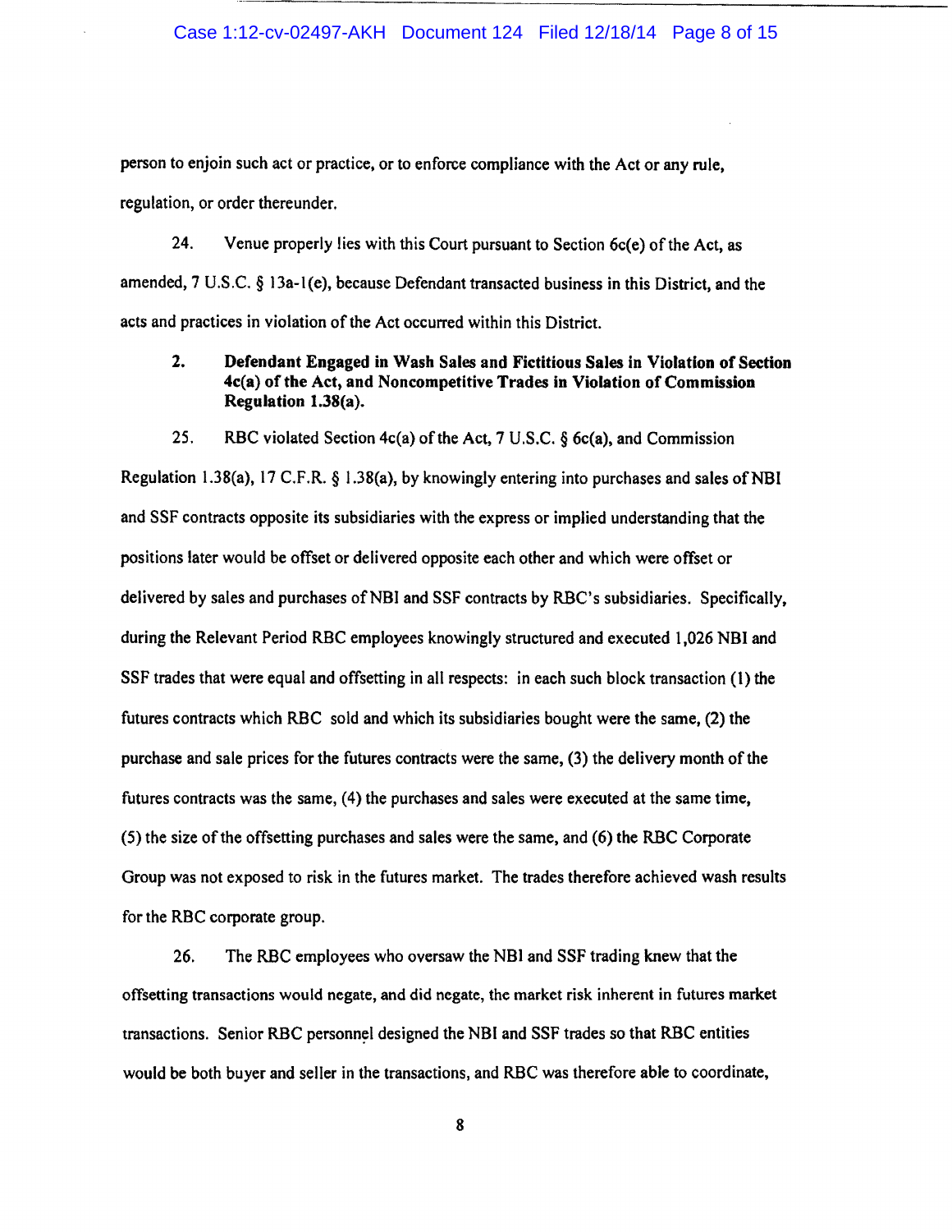person to enjoin such act or practice, or to enforce compliance with the Act or any rule, regulation, or order thereunder.

24. Venue properly lies with this Court pursuant to Section 6c(e) of the Act, as amended, 7 U.S.C. § 13a-1(e), because Defendant transacted business in this District, and the acts and practices in violation of the Act occurred within this District.

**2. Defendant Engaged in Wash Sales and Fictitious Sales in Violation of Section 4c(a) of the Act, and Noncompetitive Trades in Violation of Commission Regulation 1.38(a).**

25. RBC violated Section 4c(a) of the Act, 7 U.S.C. § 6c(a), and Commission Regulation 1.38(a), 17 C.F.R. § 1.38(a), by knowingly entering into purchases and sales of NBI and SSF contracts opposite its subsidiaries with the express or implied understanding that the positions later would be offset or delivered opposite each other and which were offset or delivered by sales and purchases of NBI and SSF contracts by RBC's subsidiaries. Specifically, during the Relevant Period RBC employees knowingly structured and executed 1,026 NBI and SSF trades that were equal and offsetting in all respects: in each such block transaction (1) the futures contracts which RBC sold and which its subsidiaries bought were the same, (2) the purchase and sale prices for the futures contracts were the same, (3) the delivery month of the futures contracts was the same, (4) the purchases and sales were executed at the same time, (5) the size of the offsetting purchases and sales were the same, and (6) the RBC Corporate Group was not exposed to risk in the futures market. The trades therefore achieved wash results for the RBC corporate group.

26. The RBC employees who oversaw the NBI and SSF trading knew that the offsetting transactions would negate, and did negate, the market risk inherent in futures market transactions. Senior RBC personnel designed the NBI and SSF trades so that RBC entities would be both buyer and seller in the transactions, and RBC was therefore able to coordinate,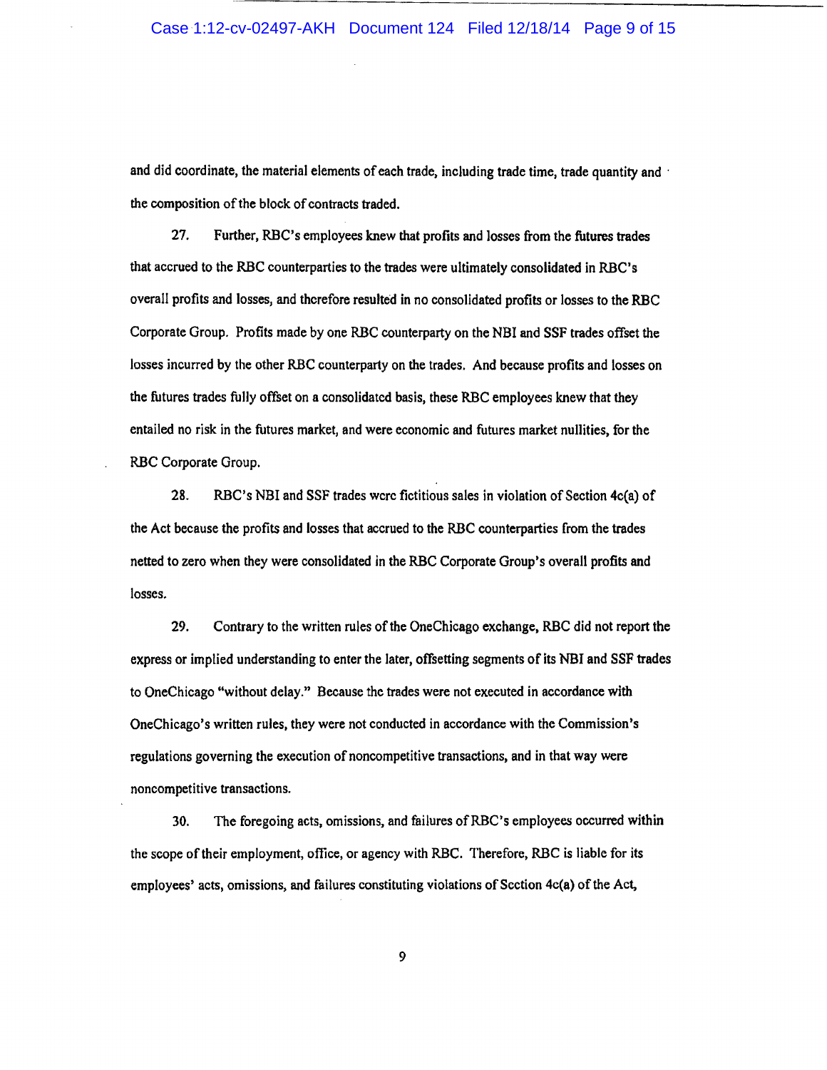and did coordinate, the material elements of each trade, including trade time, trade quantity and the composition of the block of contracts traded.

27. Further, RBC's employees knew that profits and losses from the futures trades that accrued to the RBC counterparties to the trades were ultimately consolidated in RBC's overall profits and losses, and therefore resulted in no consolidated profits or losses to the RBC Corporate Group. Profits made by one RBC counterparty on the NBI and SSF trades offset the losses incurred by the other RBC counterparty on the trades. And because profits and losses on the futures trades fully offset on a consolidated basis, these RBC employees knew that they entailed no risk in the futures market, and were economic and futures market nullities, for the RBC Corporate Group.

28. RBC's NBI and SSF trades were fictitious sales in violation of Section 4c(a) of the Act because the profits and losses that accrued to the RBC counterparties from the trades netted to zero when they were consolidated in the RBC Corporate Group's overall profits and losses.

29. Contrary to the written rules of the OneChicago exchange, RBC did not report the express or implied understanding to enter the later, offsetting segments of its NBI and SSF trades to OneChicago "without delay." Because the trades were not executed in accordance with OneChicago's written rules, they were not conducted in accordance with the Commission's regulations governing the execution of noncompetitive transactions, and in that way were noncompetitive transactions.

30. The foregoing acts, omissions, and failures of RBC's employees occurred within the scope of their employment, office, or agency with RBC. Therefore, RBC is liable for its employees' acts, omissions, and failures constituting violations of Section 4c(a) of the Act,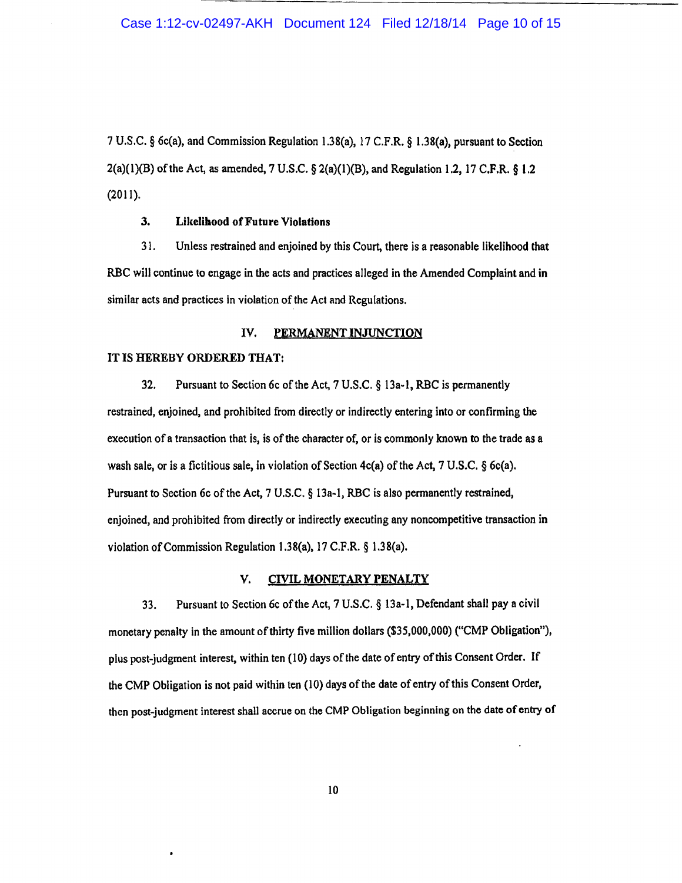7 U.S.C. § 6c(a), and Commission Regulation 1.38(a), 17 C.F.R. § 1.38(a), pursuant to Section 2(a)(1)(B) of the Act, as amended, 7 U.S.C. § 2(a)(1)(B), and Regulation 1.2, 17 C.F.R. § 1.2 (2011).

**3. Likelihood of Future Violations**

31. Unless restrained and enjoined by this Court, there is a reasonable likelihood that RBC will continue to engage in the acts and practices alleged in the Amended Complaint and in similar acts and practices in violation of the Act and Regulations.

## IV. PERMANENT INJUNCTION

**IT IS HEREBY ORDERED THAT:**

32. Pursuant to Section 6c of the Act, 7 U.S.C. § 13a-1, RBC is permanently restrained, enjoined, and prohibited from directly or indirectly entering into or confirming the execution of a transaction that is, is of the character of, or is commonly known to the trade as a wash sale, or is a fictitious sale, in violation of Section 4c(a) of the Act, 7 U.S.C. § 6c(a). Pursuant to Section 6c of the Act, 7 U.S.C. § 13a-1, RBC is also permanently restrained, enjoined, and prohibited from directly or indirectly executing any noncompetitive transaction in violation of Commission Regulation 1.38(a), 17 C.F.R. § 1.38(a).

## V. CIVIL MONETARY PENALTY

33. Pursuant to Section 6c of the Act, 7 U.S.C. § 13a-1, Defendant shall pay a civil monetary penalty in the amount of thirty five million dollars ($35,000,000) ("CMP Obligation"), plus post-judgment interest, within ten (10) days of the date of entry of this Consent Order. If the CMP Obligation is not paid within ten (10) days of the date of entry of this Consent Order, then post-judgment interest shall accrue on the CMP Obligation beginning on the date of entry of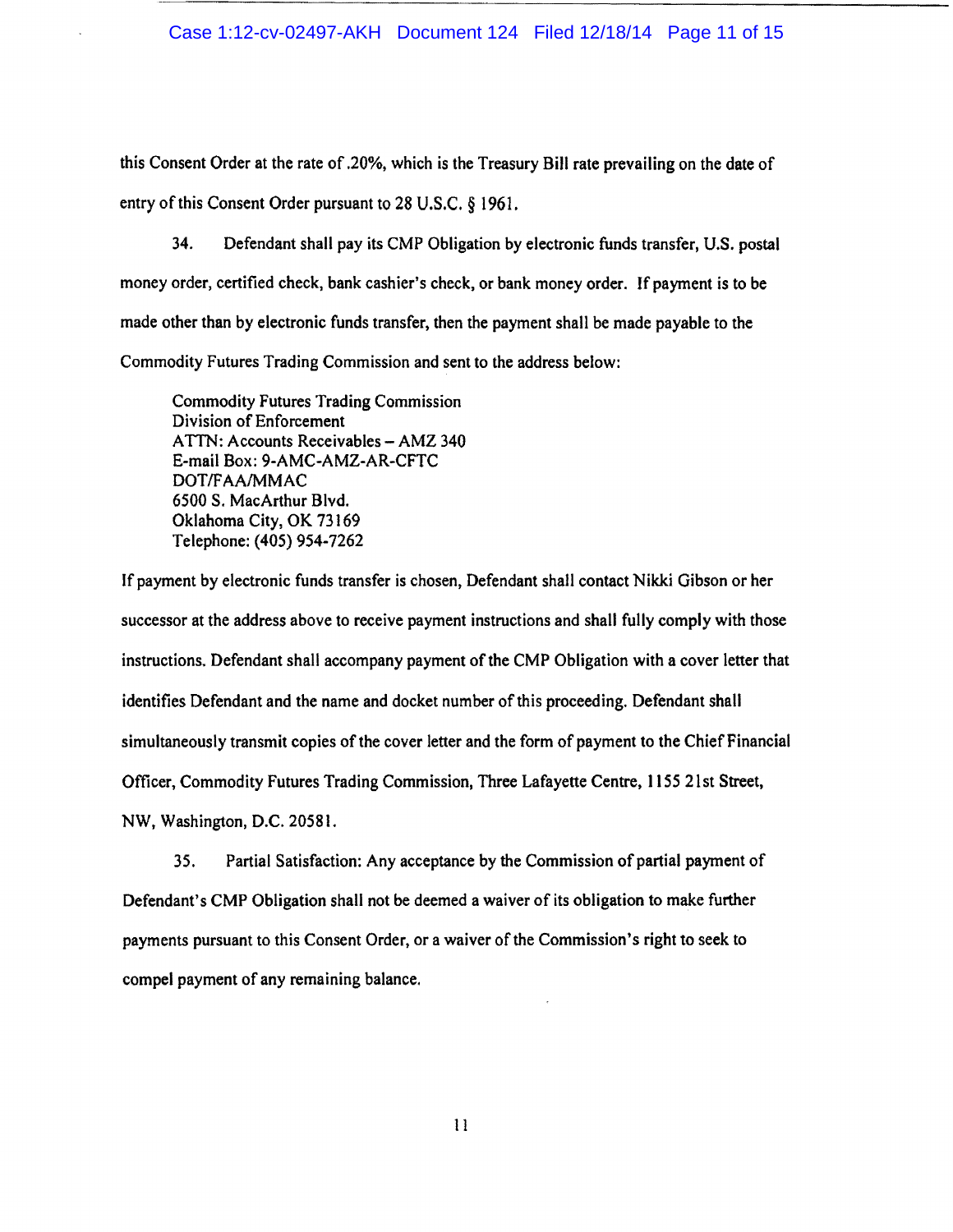this Consent Order at the rate of .20%, which is the Treasury Bill rate prevailing on the date of entry of this Consent Order pursuant to 28 U.S.C. § 1961.

34. Defendant shall pay its CMP Obligation by electronic funds transfer, U.S. postal money order, certified check, bank cashier's check, or bank money order. If payment is to be made other than by electronic funds transfer, then the payment shall be made payable to the Commodity Futures Trading Commission and sent to the address below:

> Commodity Futures Trading Commission
> Division of Enforcement
> ATTN: Accounts Receivables – AMZ 340
> E-mail Box: 9-AMC-AMZ-AR-CFTC
> DOT/FAA/MMAC
> 6500 S. MacArthur Blvd.
> Oklahoma City, OK 73169
> Telephone: (405) 954-7262

If payment by electronic funds transfer is chosen, Defendant shall contact Nikki Gibson or her successor at the address above to receive payment instructions and shall fully comply with those instructions. Defendant shall accompany payment of the CMP Obligation with a cover letter that identifies Defendant and the name and docket number of this proceeding. Defendant shall simultaneously transmit copies of the cover letter and the form of payment to the Chief Financial Officer, Commodity Futures Trading Commission, Three Lafayette Centre, 1155 21st Street, NW, Washington, D.C. 20581.

35. Partial Satisfaction: Any acceptance by the Commission of partial payment of Defendant's CMP Obligation shall not be deemed a waiver of its obligation to make further payments pursuant to this Consent Order, or a waiver of the Commission's right to seek to compel payment of any remaining balance.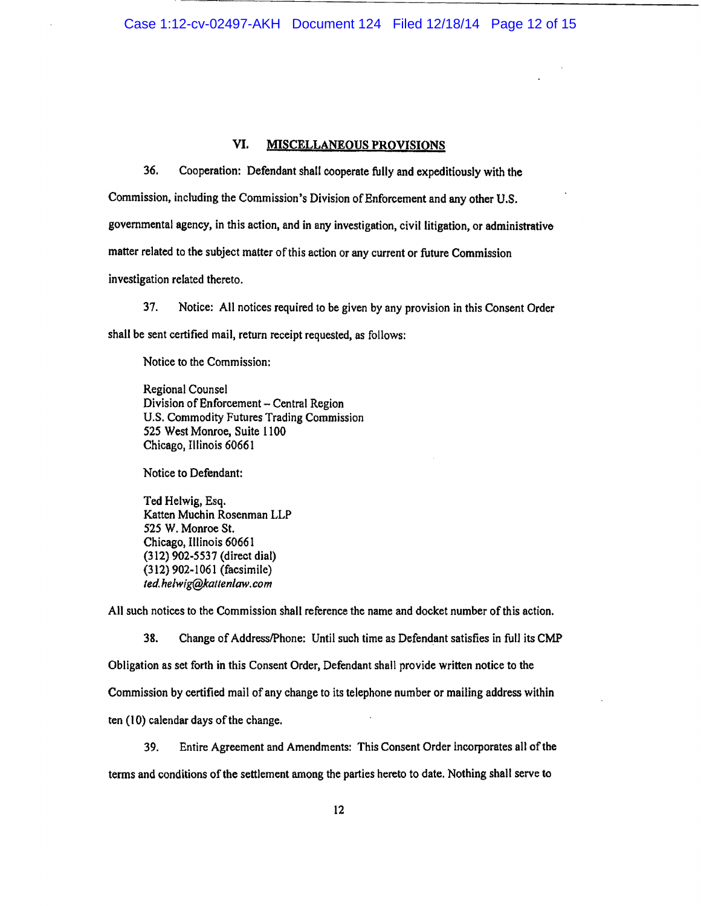## VI. MISCELLANEOUS PROVISIONS

36. Cooperation: Defendant shall cooperate fully and expeditiously with the Commission, including the Commission's Division of Enforcement and any other U.S. governmental agency, in this action, and in any investigation, civil litigation, or administrative matter related to the subject matter of this action or any current or future Commission investigation related thereto.

37. Notice: All notices required to be given by any provision in this Consent Order shall be sent certified mail, return receipt requested, as follows:

Notice to the Commission:

Regional Counsel  
Division of Enforcement – Central Region  
U.S. Commodity Futures Trading Commission  
525 West Monroe, Suite 1100  
Chicago, Illinois 60661

Notice to Defendant:

Ted Helwig, Esq.  
Katten Muchin Rosenman LLP  
525 W. Monroe St.  
Chicago, Illinois 60661  
(312) 902-5537 (direct dial)  
(312) 902-1061 (facsimile)  
*ted.helwig@kattenlaw.com*

All such notices to the Commission shall reference the name and docket number of this action.

38. Change of Address/Phone: Until such time as Defendant satisfies in full its CMP Obligation as set forth in this Consent Order, Defendant shall provide written notice to the Commission by certified mail of any change to its telephone number or mailing address within ten (10) calendar days of the change.

39. Entire Agreement and Amendments: This Consent Order incorporates all of the terms and conditions of the settlement among the parties hereto to date. Nothing shall serve to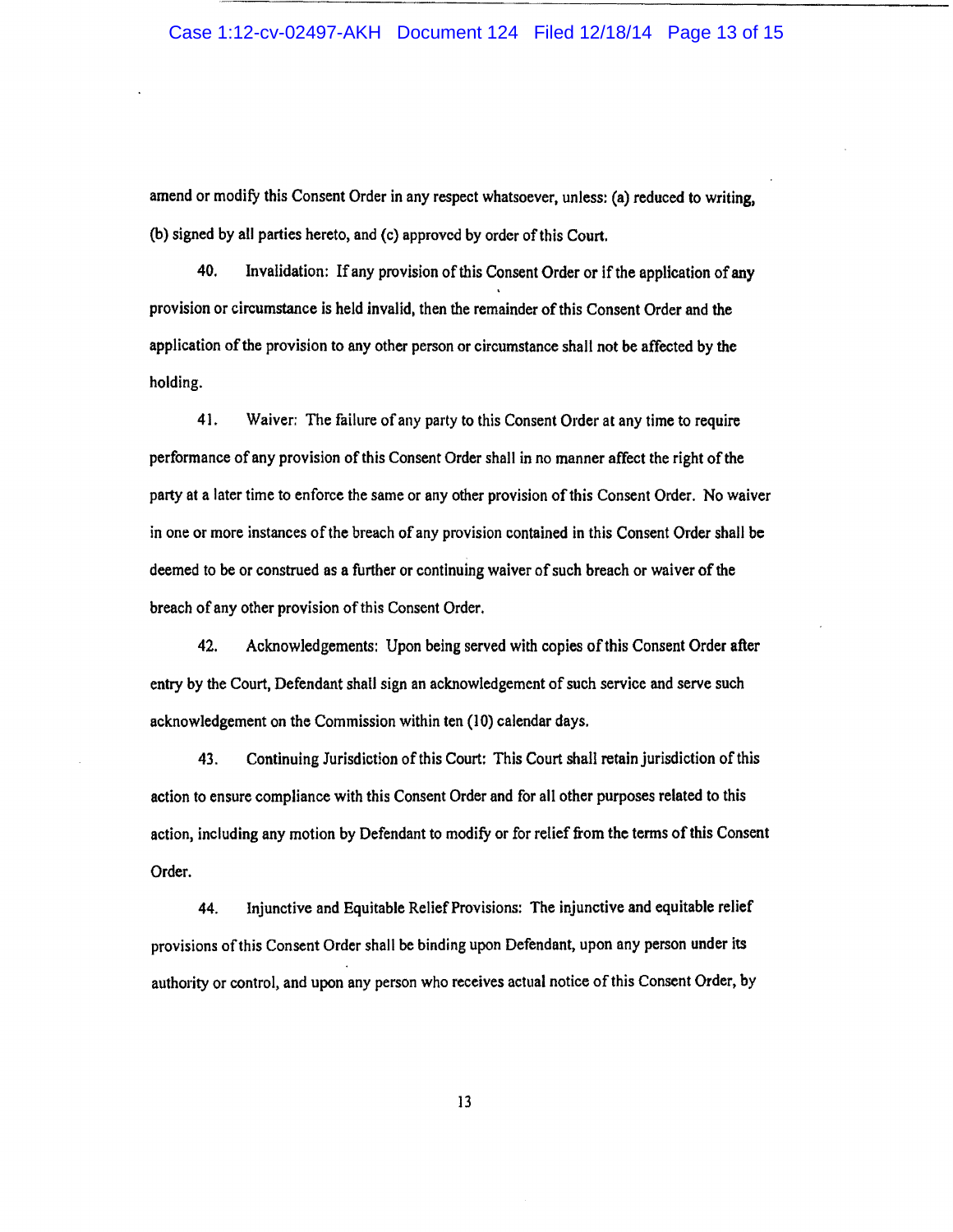amend or modify this Consent Order in any respect whatsoever, unless: (a) reduced to writing, (b) signed by all parties hereto, and (c) approved by order of this Court.

40. Invalidation: If any provision of this Consent Order or if the application of any provision or circumstance is held invalid, then the remainder of this Consent Order and the application of the provision to any other person or circumstance shall not be affected by the holding.

41. Waiver: The failure of any party to this Consent Order at any time to require performance of any provision of this Consent Order shall in no manner affect the right of the party at a later time to enforce the same or any other provision of this Consent Order. No waiver in one or more instances of the breach of any provision contained in this Consent Order shall be deemed to be or construed as a further or continuing waiver of such breach or waiver of the breach of any other provision of this Consent Order.

42. Acknowledgements: Upon being served with copies of this Consent Order after entry by the Court, Defendant shall sign an acknowledgement of such service and serve such acknowledgement on the Commission within ten (10) calendar days.

43. Continuing Jurisdiction of this Court: This Court shall retain jurisdiction of this action to ensure compliance with this Consent Order and for all other purposes related to this action, including any motion by Defendant to modify or for relief from the terms of this Consent Order.

44. Injunctive and Equitable Relief Provisions: The injunctive and equitable relief provisions of this Consent Order shall be binding upon Defendant, upon any person under its authority or control, and upon any person who receives actual notice of this Consent Order, by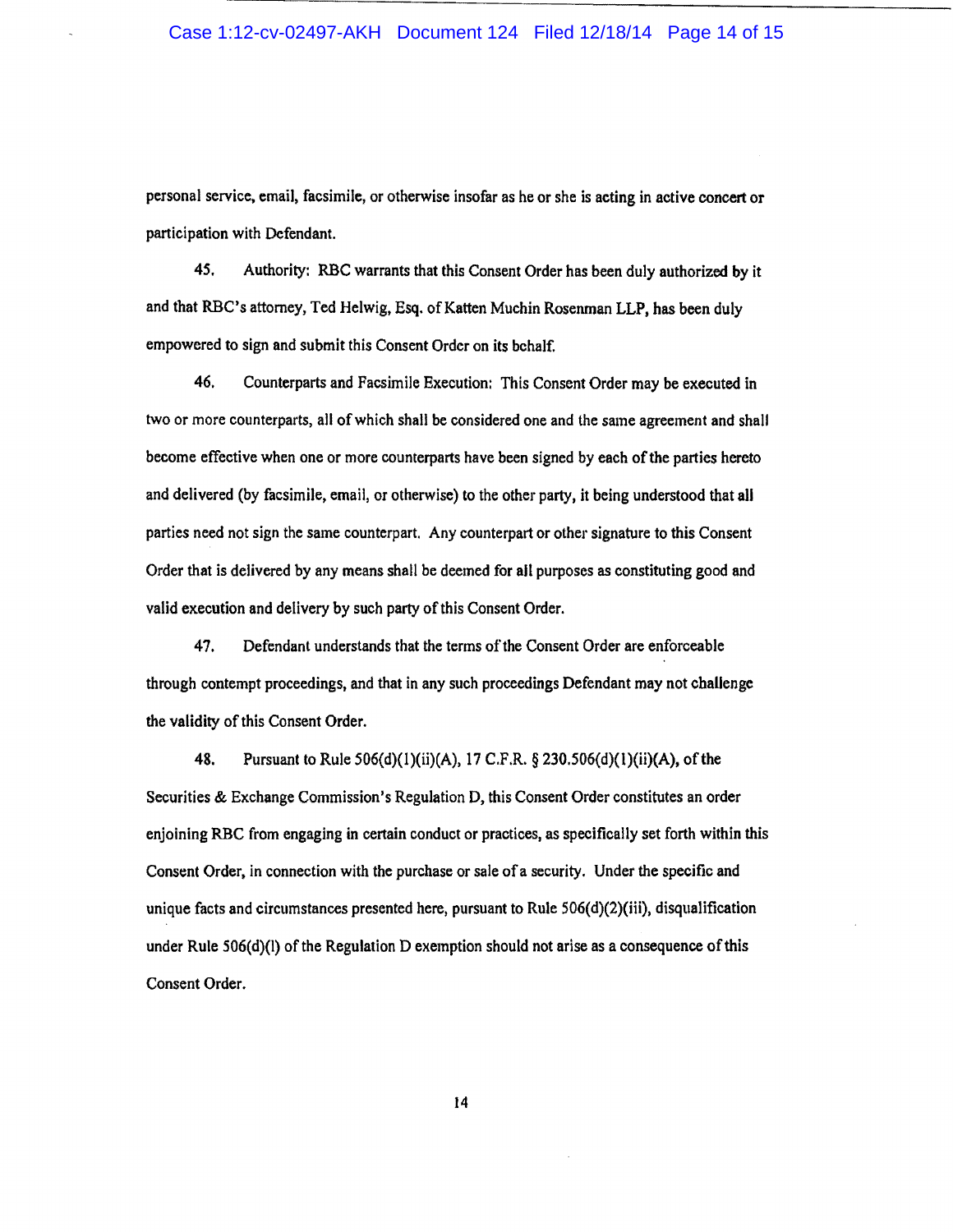personal service, email, facsimile, or otherwise insofar as he or she is acting in active concert or participation with Defendant.

45. Authority: RBC warrants that this Consent Order has been duly authorized by it and that RBC's attorney, Ted Helwig, Esq. of Katten Muchin Rosenman LLP, has been duly empowered to sign and submit this Consent Order on its behalf.

46. Counterparts and Facsimile Execution: This Consent Order may be executed in two or more counterparts, all of which shall be considered one and the same agreement and shall become effective when one or more counterparts have been signed by each of the parties hereto and delivered (by facsimile, email, or otherwise) to the other party, it being understood that all parties need not sign the same counterpart. Any counterpart or other signature to this Consent Order that is delivered by any means shall be deemed for all purposes as constituting good and valid execution and delivery by such party of this Consent Order.

47. Defendant understands that the terms of the Consent Order are enforceable through contempt proceedings, and that in any such proceedings Defendant may not challenge the validity of this Consent Order.

48. Pursuant to Rule 506(d)(1)(ii)(A), 17 C.F.R. § 230.506(d)(1)(ii)(A), of the Securities & Exchange Commission's Regulation D, this Consent Order constitutes an order enjoining RBC from engaging in certain conduct or practices, as specifically set forth within this Consent Order, in connection with the purchase or sale of a security. Under the specific and unique facts and circumstances presented here, pursuant to Rule 506(d)(2)(iii), disqualification under Rule 506(d)(l) of the Regulation D exemption should not arise as a consequence of this Consent Order.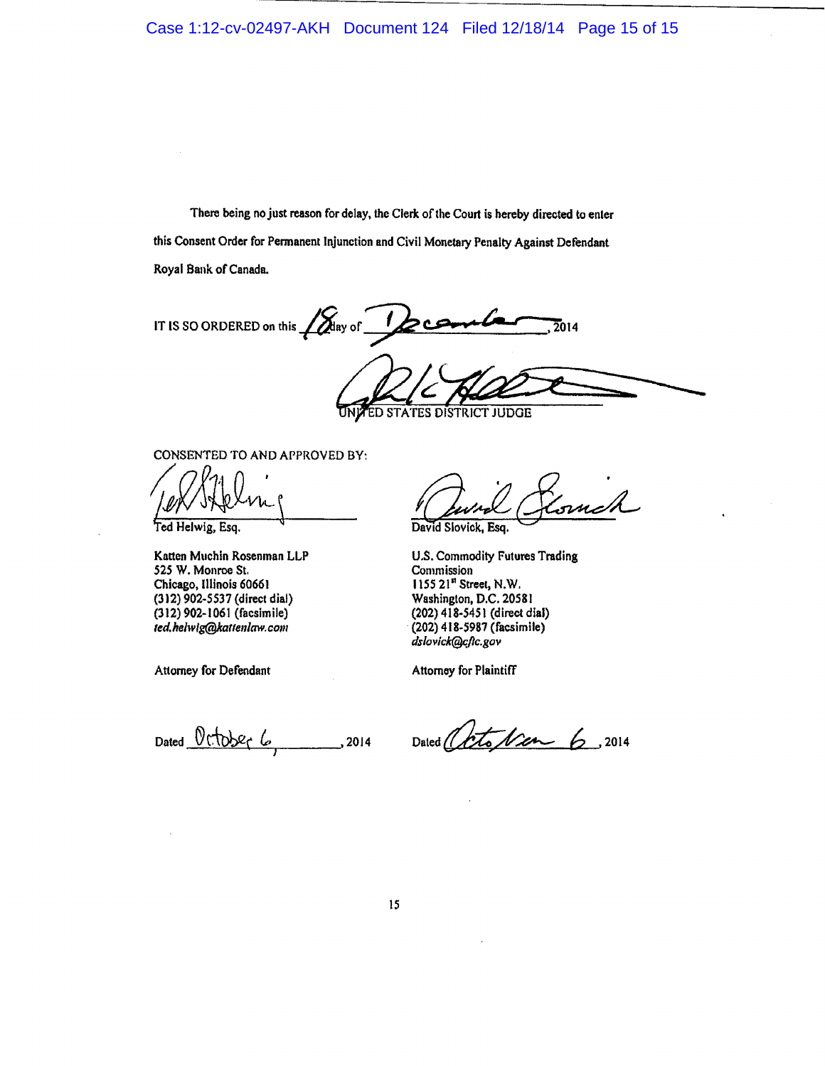There being no just reason for delay, the Clerk of the Court is hereby directed to enter this Consent Order for Permanent Injunction and Civil Monetary Penalty Against Defendant Royal Bank of Canada.

IT IS SO ORDERED on this 18 day of December, 2014

UNITED STATES DISTRICT JUDGE

CONSENTED TO AND APPROVED BY:

Ted Helwig, Esq.

Katten Muchin Rosenman LLP
525 W. Monroe St.
Chicago, Illinois 60661
(312) 902-5537 (direct dial)
(312) 902-1061 (facsimile)
*ted.helwig@kattenlaw.com*

Attorney for Defendant

Dated October 6, 2014

David Slovick, Esq.

U.S. Commodity Futures Trading Commission
1155 21st Street, N.W.
Washington, D.C. 20581
(202) 418-5451 (direct dial)
(202) 418-5987 (facsimile)
*dslovick@cftc.gov*

Attorney for Plaintiff

Dated October 6, 2014